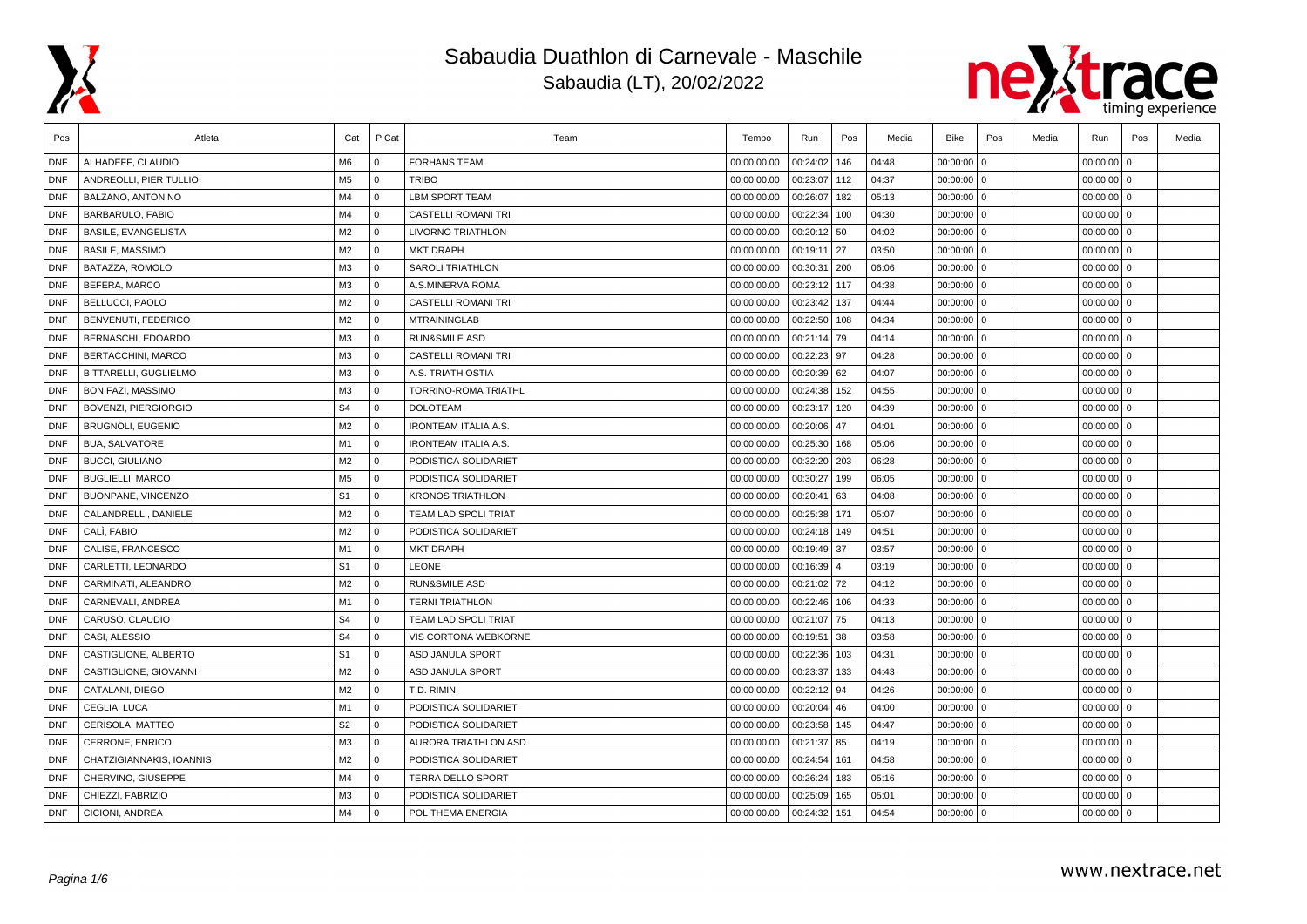# Sabaudia Duathlon di Carnevale - Maschile

Sabaudia (LT), 20/02/2022

| Pos | Atleta | Cat | P.Cat | Team | Tempo | Run | Pos | Media | Bike | Pos | Media | Run | Pos | Media |
|---|---|---|---|---|---|---|---|---|---|---|---|---|---|---|
| DNF | ALHADEFF, CLAUDIO | M6 | 0 | FORHANS TEAM | 00:00:00.00 | 00:24:02 | 146 | 04:48 | 00:00:00 | 0 | | 00:00:00 | 0 | |
| DNF | ANDREOLLI, PIER TULLIO | M5 | 0 | TRIBO | 00:00:00.00 | 00:23:07 | 112 | 04:37 | 00:00:00 | 0 | | 00:00:00 | 0 | |
| DNF | BALZANO, ANTONINO | M4 | 0 | LBM SPORT TEAM | 00:00:00.00 | 00:26:07 | 182 | 05:13 | 00:00:00 | 0 | | 00:00:00 | 0 | |
| DNF | BARBARULO, FABIO | M4 | 0 | CASTELLI ROMANI TRI | 00:00:00.00 | 00:22:34 | 100 | 04:30 | 00:00:00 | 0 | | 00:00:00 | 0 | |
| DNF | BASILE, EVANGELISTA | M2 | 0 | LIVORNO TRIATHLON | 00:00:00.00 | 00:20:12 | 50 | 04:02 | 00:00:00 | 0 | | 00:00:00 | 0 | |
| DNF | BASILE, MASSIMO | M2 | 0 | MKT DRAPH | 00:00:00.00 | 00:19:11 | 27 | 03:50 | 00:00:00 | 0 | | 00:00:00 | 0 | |
| DNF | BATAZZA, ROMOLO | M3 | 0 | SAROLI TRIATHLON | 00:00:00.00 | 00:30:31 | 200 | 06:06 | 00:00:00 | 0 | | 00:00:00 | 0 | |
| DNF | BEFERA, MARCO | M3 | 0 | A.S.MINERVA ROMA | 00:00:00.00 | 00:23:12 | 117 | 04:38 | 00:00:00 | 0 | | 00:00:00 | 0 | |
| DNF | BELLUCCI, PAOLO | M2 | 0 | CASTELLI ROMANI TRI | 00:00:00.00 | 00:23:42 | 137 | 04:44 | 00:00:00 | 0 | | 00:00:00 | 0 | |
| DNF | BENVENUTI, FEDERICO | M2 | 0 | MTRAININGLAB | 00:00:00.00 | 00:22:50 | 108 | 04:34 | 00:00:00 | 0 | | 00:00:00 | 0 | |
| DNF | BERNASCHI, EDOARDO | M3 | 0 | RUN&SMILE ASD | 00:00:00.00 | 00:21:14 | 79 | 04:14 | 00:00:00 | 0 | | 00:00:00 | 0 | |
| DNF | BERTACCHINI, MARCO | M3 | 0 | CASTELLI ROMANI TRI | 00:00:00.00 | 00:22:23 | 97 | 04:28 | 00:00:00 | 0 | | 00:00:00 | 0 | |
| DNF | BITTARELLI, GUGLIELMO | M3 | 0 | A.S. TRIATH OSTIA | 00:00:00.00 | 00:20:39 | 62 | 04:07 | 00:00:00 | 0 | | 00:00:00 | 0 | |
| DNF | BONIFAZI, MASSIMO | M3 | 0 | TORRINO-ROMA TRIATHL | 00:00:00.00 | 00:24:38 | 152 | 04:55 | 00:00:00 | 0 | | 00:00:00 | 0 | |
| DNF | BOVENZI, PIERGIORGIO | S4 | 0 | DOLOTEAM | 00:00:00.00 | 00:23:17 | 120 | 04:39 | 00:00:00 | 0 | | 00:00:00 | 0 | |
| DNF | BRUGNOLI, EUGENIO | M2 | 0 | IRONTEAM ITALIA A.S. | 00:00:00.00 | 00:20:06 | 47 | 04:01 | 00:00:00 | 0 | | 00:00:00 | 0 | |
| DNF | BUA, SALVATORE | M1 | 0 | IRONTEAM ITALIA A.S. | 00:00:00.00 | 00:25:30 | 168 | 05:06 | 00:00:00 | 0 | | 00:00:00 | 0 | |
| DNF | BUCCI, GIULIANO | M2 | 0 | PODISTICA SOLIDARIET | 00:00:00.00 | 00:32:20 | 203 | 06:28 | 00:00:00 | 0 | | 00:00:00 | 0 | |
| DNF | BUGLIELLI, MARCO | M5 | 0 | PODISTICA SOLIDARIET | 00:00:00.00 | 00:30:27 | 199 | 06:05 | 00:00:00 | 0 | | 00:00:00 | 0 | |
| DNF | BUONPANE, VINCENZO | S1 | 0 | KRONOS TRIATHLON | 00:00:00.00 | 00:20:41 | 63 | 04:08 | 00:00:00 | 0 | | 00:00:00 | 0 | |
| DNF | CALANDRELLI, DANIELE | M2 | 0 | TEAM LADISPOLI TRIAT | 00:00:00.00 | 00:25:38 | 171 | 05:07 | 00:00:00 | 0 | | 00:00:00 | 0 | |
| DNF | CALÌ, FABIO | M2 | 0 | PODISTICA SOLIDARIET | 00:00:00.00 | 00:24:18 | 149 | 04:51 | 00:00:00 | 0 | | 00:00:00 | 0 | |
| DNF | CALISE, FRANCESCO | M1 | 0 | MKT DRAPH | 00:00:00.00 | 00:19:49 | 37 | 03:57 | 00:00:00 | 0 | | 00:00:00 | 0 | |
| DNF | CARLETTI, LEONARDO | S1 | 0 | LEONE | 00:00:00.00 | 00:16:39 | 4 | 03:19 | 00:00:00 | 0 | | 00:00:00 | 0 | |
| DNF | CARMINATI, ALEANDRO | M2 | 0 | RUN&SMILE ASD | 00:00:00.00 | 00:21:02 | 72 | 04:12 | 00:00:00 | 0 | | 00:00:00 | 0 | |
| DNF | CARNEVALI, ANDREA | M1 | 0 | TERNI TRIATHLON | 00:00:00.00 | 00:22:46 | 106 | 04:33 | 00:00:00 | 0 | | 00:00:00 | 0 | |
| DNF | CARUSO, CLAUDIO | S4 | 0 | TEAM LADISPOLI TRIAT | 00:00:00.00 | 00:21:07 | 75 | 04:13 | 00:00:00 | 0 | | 00:00:00 | 0 | |
| DNF | CASI, ALESSIO | S4 | 0 | VIS CORTONA WEBKORNE | 00:00:00.00 | 00:19:51 | 38 | 03:58 | 00:00:00 | 0 | | 00:00:00 | 0 | |
| DNF | CASTIGLIONE, ALBERTO | S1 | 0 | ASD JANULA SPORT | 00:00:00.00 | 00:22:36 | 103 | 04:31 | 00:00:00 | 0 | | 00:00:00 | 0 | |
| DNF | CASTIGLIONE, GIOVANNI | M2 | 0 | ASD JANULA SPORT | 00:00:00.00 | 00:23:37 | 133 | 04:43 | 00:00:00 | 0 | | 00:00:00 | 0 | |
| DNF | CATALANI, DIEGO | M2 | 0 | T.D. RIMINI | 00:00:00.00 | 00:22:12 | 94 | 04:26 | 00:00:00 | 0 | | 00:00:00 | 0 | |
| DNF | CEGLIA, LUCA | M1 | 0 | PODISTICA SOLIDARIET | 00:00:00.00 | 00:20:04 | 46 | 04:00 | 00:00:00 | 0 | | 00:00:00 | 0 | |
| DNF | CERISOLA, MATTEO | S2 | 0 | PODISTICA SOLIDARIET | 00:00:00.00 | 00:23:58 | 145 | 04:47 | 00:00:00 | 0 | | 00:00:00 | 0 | |
| DNF | CERRONE, ENRICO | M3 | 0 | AURORA TRIATHLON ASD | 00:00:00.00 | 00:21:37 | 85 | 04:19 | 00:00:00 | 0 | | 00:00:00 | 0 | |
| DNF | CHATZIGIANNAKIS, IOANNIS | M2 | 0 | PODISTICA SOLIDARIET | 00:00:00.00 | 00:24:54 | 161 | 04:58 | 00:00:00 | 0 | | 00:00:00 | 0 | |
| DNF | CHERVINO, GIUSEPPE | M4 | 0 | TERRA DELLO SPORT | 00:00:00.00 | 00:26:24 | 183 | 05:16 | 00:00:00 | 0 | | 00:00:00 | 0 | |
| DNF | CHIEZZI, FABRIZIO | M3 | 0 | PODISTICA SOLIDARIET | 00:00:00.00 | 00:25:09 | 165 | 05:01 | 00:00:00 | 0 | | 00:00:00 | 0 | |
| DNF | CICIONI, ANDREA | M4 | 0 | POL THEMA ENERGIA | 00:00:00.00 | 00:24:32 | 151 | 04:54 | 00:00:00 | 0 | | 00:00:00 | 0 | |

www.nextrace.net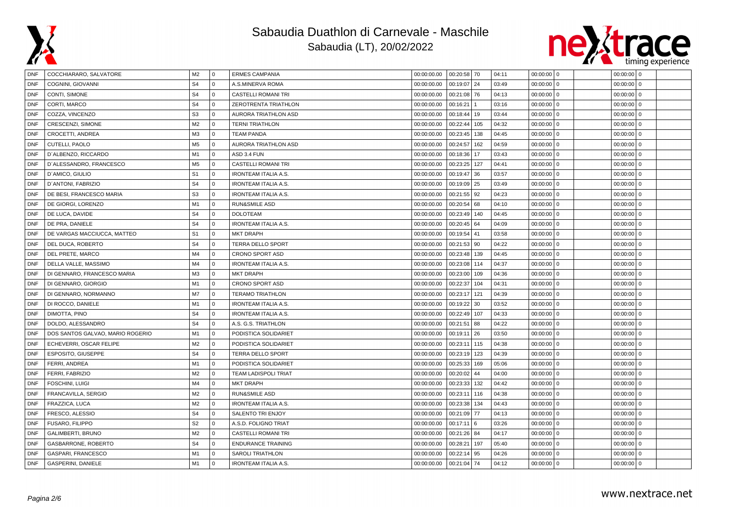# Sabaudia Duathlon di Carnevale - Maschile

Sabaudia (LT), 20/02/2022

| | | | | | | | | | | | | | | |
|---|---|---|---|---|---|---|---|---|---|---|---|---|---|---|
| DNF | COCCHIARARO, SALVATORE | M2 | 0 | ERMES CAMPANIA | 00:00:00.00 | 00:20:58 | 70 | 04:11 | 00:00:00 | 0 | | 00:00:00 | 0 | |
| DNF | COGNINI, GIOVANNI | S4 | 0 | A.S.MINERVA ROMA | 00:00:00.00 | 00:19:07 | 24 | 03:49 | 00:00:00 | 0 | | 00:00:00 | 0 | |
| DNF | CONTI, SIMONE | S4 | 0 | CASTELLI ROMANI TRI | 00:00:00.00 | 00:21:08 | 76 | 04:13 | 00:00:00 | 0 | | 00:00:00 | 0 | |
| DNF | CORTI, MARCO | S4 | 0 | ZEROTRENTA TRIATHLON | 00:00:00.00 | 00:16:21 | 1 | 03:16 | 00:00:00 | 0 | | 00:00:00 | 0 | |
| DNF | COZZA, VINCENZO | S3 | 0 | AURORA TRIATHLON ASD | 00:00:00.00 | 00:18:44 | 19 | 03:44 | 00:00:00 | 0 | | 00:00:00 | 0 | |
| DNF | CRESCENZI, SIMONE | M2 | 0 | TERNI TRIATHLON | 00:00:00.00 | 00:22:44 | 105 | 04:32 | 00:00:00 | 0 | | 00:00:00 | 0 | |
| DNF | CROCETTI, ANDREA | M3 | 0 | TEAM PANDA | 00:00:00.00 | 00:23:45 | 138 | 04:45 | 00:00:00 | 0 | | 00:00:00 | 0 | |
| DNF | CUTELLI, PAOLO | M5 | 0 | AURORA TRIATHLON ASD | 00:00:00.00 | 00:24:57 | 162 | 04:59 | 00:00:00 | 0 | | 00:00:00 | 0 | |
| DNF | D´ALBENZO, RICCARDO | M1 | 0 | ASD 3.4 FUN | 00:00:00.00 | 00:18:36 | 17 | 03:43 | 00:00:00 | 0 | | 00:00:00 | 0 | |
| DNF | D´ALESSANDRO, FRANCESCO | M5 | 0 | CASTELLI ROMANI TRI | 00:00:00.00 | 00:23:25 | 127 | 04:41 | 00:00:00 | 0 | | 00:00:00 | 0 | |
| DNF | D´AMICO, GIULIO | S1 | 0 | IRONTEAM ITALIA A.S. | 00:00:00.00 | 00:19:47 | 36 | 03:57 | 00:00:00 | 0 | | 00:00:00 | 0 | |
| DNF | D´ANTONI, FABRIZIO | S4 | 0 | IRONTEAM ITALIA A.S. | 00:00:00.00 | 00:19:09 | 25 | 03:49 | 00:00:00 | 0 | | 00:00:00 | 0 | |
| DNF | DE BESI, FRANCESCO MARIA | S3 | 0 | IRONTEAM ITALIA A.S. | 00:00:00.00 | 00:21:55 | 92 | 04:23 | 00:00:00 | 0 | | 00:00:00 | 0 | |
| DNF | DE GIORGI, LORENZO | M1 | 0 | RUN&SMILE ASD | 00:00:00.00 | 00:20:54 | 68 | 04:10 | 00:00:00 | 0 | | 00:00:00 | 0 | |
| DNF | DE LUCA, DAVIDE | S4 | 0 | DOLOTEAM | 00:00:00.00 | 00:23:49 | 140 | 04:45 | 00:00:00 | 0 | | 00:00:00 | 0 | |
| DNF | DE PRA, DANIELE | S4 | 0 | IRONTEAM ITALIA A.S. | 00:00:00.00 | 00:20:45 | 64 | 04:09 | 00:00:00 | 0 | | 00:00:00 | 0 | |
| DNF | DE VARGAS MACCIUCCA, MATTEO | S1 | 0 | MKT DRAPH | 00:00:00.00 | 00:19:54 | 41 | 03:58 | 00:00:00 | 0 | | 00:00:00 | 0 | |
| DNF | DEL DUCA, ROBERTO | S4 | 0 | TERRA DELLO SPORT | 00:00:00.00 | 00:21:53 | 90 | 04:22 | 00:00:00 | 0 | | 00:00:00 | 0 | |
| DNF | DEL PRETE, MARCO | M4 | 0 | CRONO SPORT ASD | 00:00:00.00 | 00:23:48 | 139 | 04:45 | 00:00:00 | 0 | | 00:00:00 | 0 | |
| DNF | DELLA VALLE, MASSIMO | M4 | 0 | IRONTEAM ITALIA A.S. | 00:00:00.00 | 00:23:08 | 114 | 04:37 | 00:00:00 | 0 | | 00:00:00 | 0 | |
| DNF | DI GENNARO, FRANCESCO MARIA | M3 | 0 | MKT DRAPH | 00:00:00.00 | 00:23:00 | 109 | 04:36 | 00:00:00 | 0 | | 00:00:00 | 0 | |
| DNF | DI GENNARO, GIORGIO | M1 | 0 | CRONO SPORT ASD | 00:00:00.00 | 00:22:37 | 104 | 04:31 | 00:00:00 | 0 | | 00:00:00 | 0 | |
| DNF | DI GENNARO, NORMANNO | M7 | 0 | TERAMO TRIATHLON | 00:00:00.00 | 00:23:17 | 121 | 04:39 | 00:00:00 | 0 | | 00:00:00 | 0 | |
| DNF | DI ROCCO, DANIELE | M1 | 0 | IRONTEAM ITALIA A.S. | 00:00:00.00 | 00:19:22 | 30 | 03:52 | 00:00:00 | 0 | | 00:00:00 | 0 | |
| DNF | DIMOTTA, PINO | S4 | 0 | IRONTEAM ITALIA A.S. | 00:00:00.00 | 00:22:49 | 107 | 04:33 | 00:00:00 | 0 | | 00:00:00 | 0 | |
| DNF | DOLDO, ALESSANDRO | S4 | 0 | A.S. G.S. TRIATHLON | 00:00:00.00 | 00:21:51 | 88 | 04:22 | 00:00:00 | 0 | | 00:00:00 | 0 | |
| DNF | DOS SANTOS GALVAO, MARIO ROGERIO | M1 | 0 | PODISTICA SOLIDARIET | 00:00:00.00 | 00:19:11 | 26 | 03:50 | 00:00:00 | 0 | | 00:00:00 | 0 | |
| DNF | ECHEVERRI, OSCAR FELIPE | M2 | 0 | PODISTICA SOLIDARIET | 00:00:00.00 | 00:23:11 | 115 | 04:38 | 00:00:00 | 0 | | 00:00:00 | 0 | |
| DNF | ESPOSITO, GIUSEPPE | S4 | 0 | TERRA DELLO SPORT | 00:00:00.00 | 00:23:19 | 123 | 04:39 | 00:00:00 | 0 | | 00:00:00 | 0 | |
| DNF | FERRI, ANDREA | M1 | 0 | PODISTICA SOLIDARIET | 00:00:00.00 | 00:25:33 | 169 | 05:06 | 00:00:00 | 0 | | 00:00:00 | 0 | |
| DNF | FERRI, FABRIZIO | M2 | 0 | TEAM LADISPOLI TRIAT | 00:00:00.00 | 00:20:02 | 44 | 04:00 | 00:00:00 | 0 | | 00:00:00 | 0 | |
| DNF | FOSCHINI, LUIGI | M4 | 0 | MKT DRAPH | 00:00:00.00 | 00:23:33 | 132 | 04:42 | 00:00:00 | 0 | | 00:00:00 | 0 | |
| DNF | FRANCAVILLA, SERGIO | M2 | 0 | RUN&SMILE ASD | 00:00:00.00 | 00:23:11 | 116 | 04:38 | 00:00:00 | 0 | | 00:00:00 | 0 | |
| DNF | FRAZZICA, LUCA | M2 | 0 | IRONTEAM ITALIA A.S. | 00:00:00.00 | 00:23:38 | 134 | 04:43 | 00:00:00 | 0 | | 00:00:00 | 0 | |
| DNF | FRESCO, ALESSIO | S4 | 0 | SALENTO TRI ENJOY | 00:00:00.00 | 00:21:09 | 77 | 04:13 | 00:00:00 | 0 | | 00:00:00 | 0 | |
| DNF | FUSARO, FILIPPO | S2 | 0 | A.S.D. FOLIGNO TRIAT | 00:00:00.00 | 00:17:11 | 6 | 03:26 | 00:00:00 | 0 | | 00:00:00 | 0 | |
| DNF | GALIMBERTI, BRUNO | M2 | 0 | CASTELLI ROMANI TRI | 00:00:00.00 | 00:21:26 | 84 | 04:17 | 00:00:00 | 0 | | 00:00:00 | 0 | |
| DNF | GASBARRONE, ROBERTO | S4 | 0 | ENDURANCE TRAINING | 00:00:00.00 | 00:28:21 | 197 | 05:40 | 00:00:00 | 0 | | 00:00:00 | 0 | |
| DNF | GASPARI, FRANCESCO | M1 | 0 | SAROLI TRIATHLON | 00:00:00.00 | 00:22:14 | 95 | 04:26 | 00:00:00 | 0 | | 00:00:00 | 0 | |
| DNF | GASPERINI, DANIELE | M1 | 0 | IRONTEAM ITALIA A.S. | 00:00:00.00 | 00:21:04 | 74 | 04:12 | 00:00:00 | 0 | | 00:00:00 | 0 | |

www.nextrace.net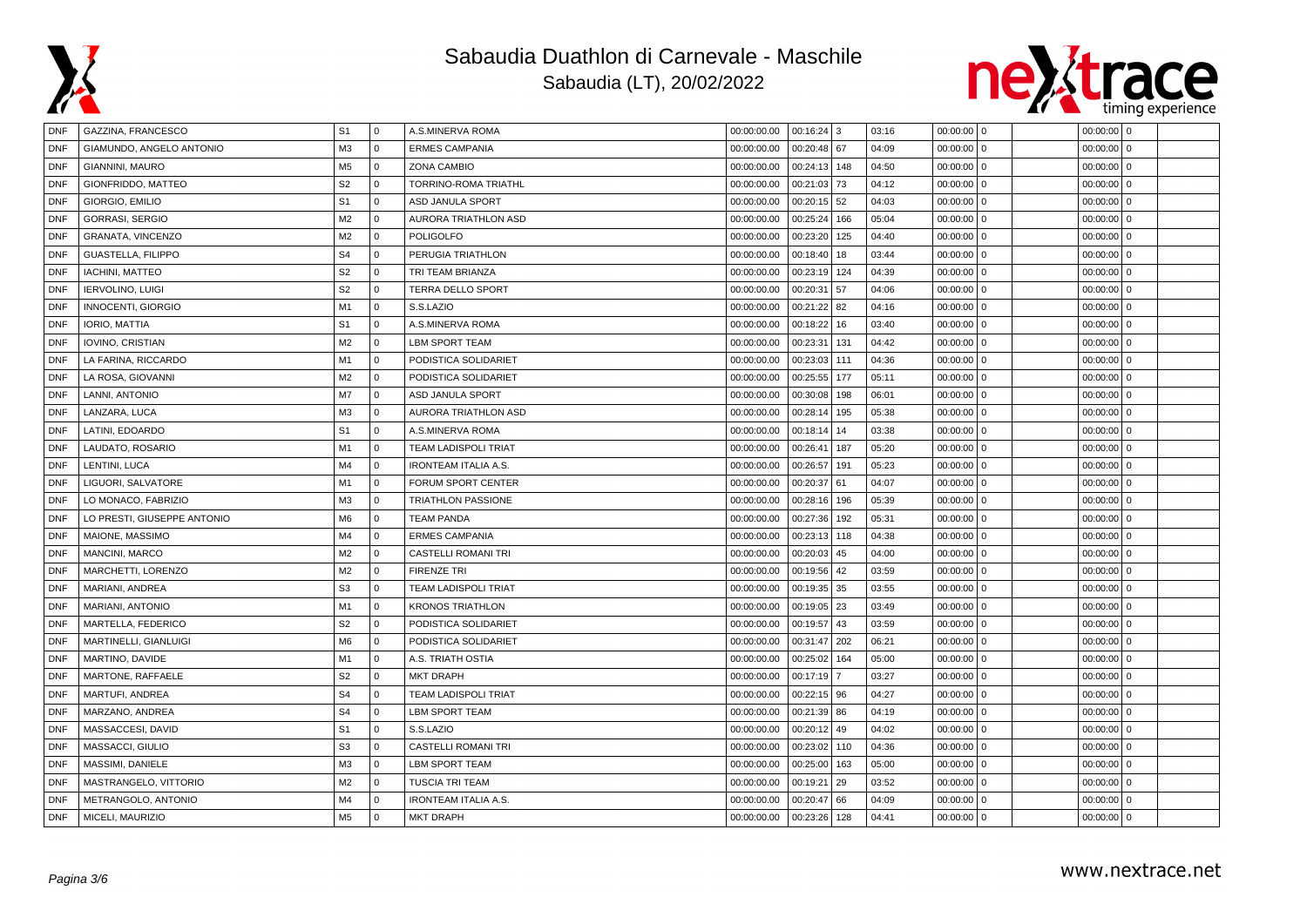# Sabaudia Duathlon di Carnevale - Maschile

Sabaudia (LT), 20/02/2022

| | | | | | | | | | | | | | | |
|---|---|---|---|---|---|---|---|---|---|---|---|---|---|---|
| DNF | GAZZINA, FRANCESCO | S1 | 0 | A.S.MINERVA ROMA | 00:00:00.00 | 00:16:24 | 3 | 03:16 | 00:00:00 | 0 | | 00:00:00 | 0 | |
| DNF | GIAMUNDO, ANGELO ANTONIO | M3 | 0 | ERMES CAMPANIA | 00:00:00.00 | 00:20:48 | 67 | 04:09 | 00:00:00 | 0 | | 00:00:00 | 0 | |
| DNF | GIANNINI, MAURO | M5 | 0 | ZONA CAMBIO | 00:00:00.00 | 00:24:13 | 148 | 04:50 | 00:00:00 | 0 | | 00:00:00 | 0 | |
| DNF | GIONFRIDDO, MATTEO | S2 | 0 | TORRINO-ROMA TRIATHL | 00:00:00.00 | 00:21:03 | 73 | 04:12 | 00:00:00 | 0 | | 00:00:00 | 0 | |
| DNF | GIORGIO, EMILIO | S1 | 0 | ASD JANULA SPORT | 00:00:00.00 | 00:20:15 | 52 | 04:03 | 00:00:00 | 0 | | 00:00:00 | 0 | |
| DNF | GORRASI, SERGIO | M2 | 0 | AURORA TRIATHLON ASD | 00:00:00.00 | 00:25:24 | 166 | 05:04 | 00:00:00 | 0 | | 00:00:00 | 0 | |
| DNF | GRANATA, VINCENZO | M2 | 0 | POLIGOLFO | 00:00:00.00 | 00:23:20 | 125 | 04:40 | 00:00:00 | 0 | | 00:00:00 | 0 | |
| DNF | GUASTELLA, FILIPPO | S4 | 0 | PERUGIA TRIATHLON | 00:00:00.00 | 00:18:40 | 18 | 03:44 | 00:00:00 | 0 | | 00:00:00 | 0 | |
| DNF | IACHINI, MATTEO | S2 | 0 | TRI TEAM BRIANZA | 00:00:00.00 | 00:23:19 | 124 | 04:39 | 00:00:00 | 0 | | 00:00:00 | 0 | |
| DNF | IERVOLINO, LUIGI | S2 | 0 | TERRA DELLO SPORT | 00:00:00.00 | 00:20:31 | 57 | 04:06 | 00:00:00 | 0 | | 00:00:00 | 0 | |
| DNF | INNOCENTI, GIORGIO | M1 | 0 | S.S.LAZIO | 00:00:00.00 | 00:21:22 | 82 | 04:16 | 00:00:00 | 0 | | 00:00:00 | 0 | |
| DNF | IORIO, MATTIA | S1 | 0 | A.S.MINERVA ROMA | 00:00:00.00 | 00:18:22 | 16 | 03:40 | 00:00:00 | 0 | | 00:00:00 | 0 | |
| DNF | IOVINO, CRISTIAN | M2 | 0 | LBM SPORT TEAM | 00:00:00.00 | 00:23:31 | 131 | 04:42 | 00:00:00 | 0 | | 00:00:00 | 0 | |
| DNF | LA FARINA, RICCARDO | M1 | 0 | PODISTICA SOLIDARIET | 00:00:00.00 | 00:23:03 | 111 | 04:36 | 00:00:00 | 0 | | 00:00:00 | 0 | |
| DNF | LA ROSA, GIOVANNI | M2 | 0 | PODISTICA SOLIDARIET | 00:00:00.00 | 00:25:55 | 177 | 05:11 | 00:00:00 | 0 | | 00:00:00 | 0 | |
| DNF | LANNI, ANTONIO | M7 | 0 | ASD JANULA SPORT | 00:00:00.00 | 00:30:08 | 198 | 06:01 | 00:00:00 | 0 | | 00:00:00 | 0 | |
| DNF | LANZARA, LUCA | M3 | 0 | AURORA TRIATHLON ASD | 00:00:00.00 | 00:28:14 | 195 | 05:38 | 00:00:00 | 0 | | 00:00:00 | 0 | |
| DNF | LATINI, EDOARDO | S1 | 0 | A.S.MINERVA ROMA | 00:00:00.00 | 00:18:14 | 14 | 03:38 | 00:00:00 | 0 | | 00:00:00 | 0 | |
| DNF | LAUDATO, ROSARIO | M1 | 0 | TEAM LADISPOLI TRIAT | 00:00:00.00 | 00:26:41 | 187 | 05:20 | 00:00:00 | 0 | | 00:00:00 | 0 | |
| DNF | LENTINI, LUCA | M4 | 0 | IRONTEAM ITALIA A.S. | 00:00:00.00 | 00:26:57 | 191 | 05:23 | 00:00:00 | 0 | | 00:00:00 | 0 | |
| DNF | LIGUORI, SALVATORE | M1 | 0 | FORUM SPORT CENTER | 00:00:00.00 | 00:20:37 | 61 | 04:07 | 00:00:00 | 0 | | 00:00:00 | 0 | |
| DNF | LO MONACO, FABRIZIO | M3 | 0 | TRIATHLON PASSIONE | 00:00:00.00 | 00:28:16 | 196 | 05:39 | 00:00:00 | 0 | | 00:00:00 | 0 | |
| DNF | LO PRESTI, GIUSEPPE ANTONIO | M6 | 0 | TEAM PANDA | 00:00:00.00 | 00:27:36 | 192 | 05:31 | 00:00:00 | 0 | | 00:00:00 | 0 | |
| DNF | MAIONE, MASSIMO | M4 | 0 | ERMES CAMPANIA | 00:00:00.00 | 00:23:13 | 118 | 04:38 | 00:00:00 | 0 | | 00:00:00 | 0 | |
| DNF | MANCINI, MARCO | M2 | 0 | CASTELLI ROMANI TRI | 00:00:00.00 | 00:20:03 | 45 | 04:00 | 00:00:00 | 0 | | 00:00:00 | 0 | |
| DNF | MARCHETTI, LORENZO | M2 | 0 | FIRENZE TRI | 00:00:00.00 | 00:19:56 | 42 | 03:59 | 00:00:00 | 0 | | 00:00:00 | 0 | |
| DNF | MARIANI, ANDREA | S3 | 0 | TEAM LADISPOLI TRIAT | 00:00:00.00 | 00:19:35 | 35 | 03:55 | 00:00:00 | 0 | | 00:00:00 | 0 | |
| DNF | MARIANI, ANTONIO | M1 | 0 | KRONOS TRIATHLON | 00:00:00.00 | 00:19:05 | 23 | 03:49 | 00:00:00 | 0 | | 00:00:00 | 0 | |
| DNF | MARTELLA, FEDERICO | S2 | 0 | PODISTICA SOLIDARIET | 00:00:00.00 | 00:19:57 | 43 | 03:59 | 00:00:00 | 0 | | 00:00:00 | 0 | |
| DNF | MARTINELLI, GIANLUIGI | M6 | 0 | PODISTICA SOLIDARIET | 00:00:00.00 | 00:31:47 | 202 | 06:21 | 00:00:00 | 0 | | 00:00:00 | 0 | |
| DNF | MARTINO, DAVIDE | M1 | 0 | A.S. TRIATH OSTIA | 00:00:00.00 | 00:25:02 | 164 | 05:00 | 00:00:00 | 0 | | 00:00:00 | 0 | |
| DNF | MARTONE, RAFFAELE | S2 | 0 | MKT DRAPH | 00:00:00.00 | 00:17:19 | 7 | 03:27 | 00:00:00 | 0 | | 00:00:00 | 0 | |
| DNF | MARTUFI, ANDREA | S4 | 0 | TEAM LADISPOLI TRIAT | 00:00:00.00 | 00:22:15 | 96 | 04:27 | 00:00:00 | 0 | | 00:00:00 | 0 | |
| DNF | MARZANO, ANDREA | S4 | 0 | LBM SPORT TEAM | 00:00:00.00 | 00:21:39 | 86 | 04:19 | 00:00:00 | 0 | | 00:00:00 | 0 | |
| DNF | MASSACCESI, DAVID | S1 | 0 | S.S.LAZIO | 00:00:00.00 | 00:20:12 | 49 | 04:02 | 00:00:00 | 0 | | 00:00:00 | 0 | |
| DNF | MASSACCI, GIULIO | S3 | 0 | CASTELLI ROMANI TRI | 00:00:00.00 | 00:23:02 | 110 | 04:36 | 00:00:00 | 0 | | 00:00:00 | 0 | |
| DNF | MASSIMI, DANIELE | M3 | 0 | LBM SPORT TEAM | 00:00:00.00 | 00:25:00 | 163 | 05:00 | 00:00:00 | 0 | | 00:00:00 | 0 | |
| DNF | MASTRANGELO, VITTORIO | M2 | 0 | TUSCIA TRI TEAM | 00:00:00.00 | 00:19:21 | 29 | 03:52 | 00:00:00 | 0 | | 00:00:00 | 0 | |
| DNF | METRANGOLO, ANTONIO | M4 | 0 | IRONTEAM ITALIA A.S. | 00:00:00.00 | 00:20:47 | 66 | 04:09 | 00:00:00 | 0 | | 00:00:00 | 0 | |
| DNF | MICELI, MAURIZIO | M5 | 0 | MKT DRAPH | 00:00:00.00 | 00:23:26 | 128 | 04:41 | 00:00:00 | 0 | | 00:00:00 | 0 | |

www.nextrace.net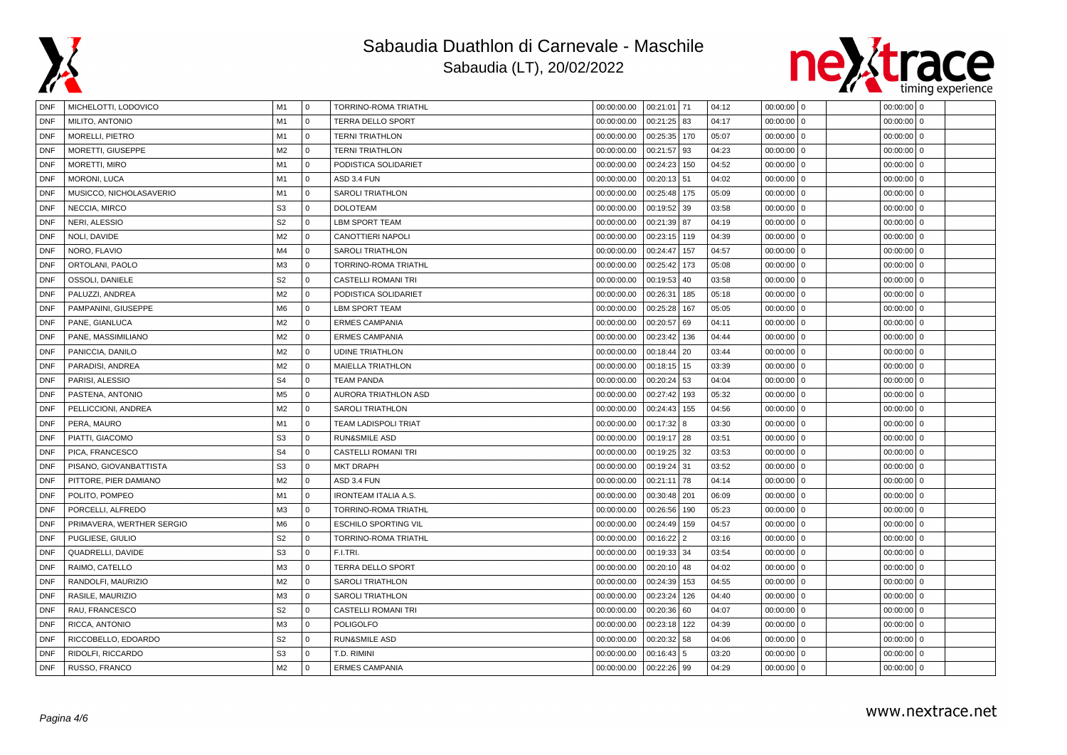# Sabaudia Duathlon di Carnevale - Maschile

Sabaudia (LT), 20/02/2022

| | | | | | | | | | | | | | | |
|---|---|---|---|---|---|---|---|---|---|---|---|---|---|---|
| DNF | MICHELOTTI, LODOVICO | M1 | 0 | TORRINO-ROMA TRIATHL | 00:00:00.00 | 00:21:01 | 71 | 04:12 | 00:00:00 | 0 | | 00:00:00 | 0 | |
| DNF | MILITO, ANTONIO | M1 | 0 | TERRA DELLO SPORT | 00:00:00.00 | 00:21:25 | 83 | 04:17 | 00:00:00 | 0 | | 00:00:00 | 0 | |
| DNF | MORELLI, PIETRO | M1 | 0 | TERNI TRIATHLON | 00:00:00.00 | 00:25:35 | 170 | 05:07 | 00:00:00 | 0 | | 00:00:00 | 0 | |
| DNF | MORETTI, GIUSEPPE | M2 | 0 | TERNI TRIATHLON | 00:00:00.00 | 00:21:57 | 93 | 04:23 | 00:00:00 | 0 | | 00:00:00 | 0 | |
| DNF | MORETTI, MIRO | M1 | 0 | PODISTICA SOLIDARIET | 00:00:00.00 | 00:24:23 | 150 | 04:52 | 00:00:00 | 0 | | 00:00:00 | 0 | |
| DNF | MORONI, LUCA | M1 | 0 | ASD 3.4 FUN | 00:00:00.00 | 00:20:13 | 51 | 04:02 | 00:00:00 | 0 | | 00:00:00 | 0 | |
| DNF | MUSICCO, NICHOLASAVERIO | M1 | 0 | SAROLI TRIATHLON | 00:00:00.00 | 00:25:48 | 175 | 05:09 | 00:00:00 | 0 | | 00:00:00 | 0 | |
| DNF | NECCIA, MIRCO | S3 | 0 | DOLOTEAM | 00:00:00.00 | 00:19:52 | 39 | 03:58 | 00:00:00 | 0 | | 00:00:00 | 0 | |
| DNF | NERI, ALESSIO | S2 | 0 | LBM SPORT TEAM | 00:00:00.00 | 00:21:39 | 87 | 04:19 | 00:00:00 | 0 | | 00:00:00 | 0 | |
| DNF | NOLI, DAVIDE | M2 | 0 | CANOTTIERI NAPOLI | 00:00:00.00 | 00:23:15 | 119 | 04:39 | 00:00:00 | 0 | | 00:00:00 | 0 | |
| DNF | NORO, FLAVIO | M4 | 0 | SAROLI TRIATHLON | 00:00:00.00 | 00:24:47 | 157 | 04:57 | 00:00:00 | 0 | | 00:00:00 | 0 | |
| DNF | ORTOLANI, PAOLO | M3 | 0 | TORRINO-ROMA TRIATHL | 00:00:00.00 | 00:25:42 | 173 | 05:08 | 00:00:00 | 0 | | 00:00:00 | 0 | |
| DNF | OSSOLI, DANIELE | S2 | 0 | CASTELLI ROMANI TRI | 00:00:00.00 | 00:19:53 | 40 | 03:58 | 00:00:00 | 0 | | 00:00:00 | 0 | |
| DNF | PALUZZI, ANDREA | M2 | 0 | PODISTICA SOLIDARIET | 00:00:00.00 | 00:26:31 | 185 | 05:18 | 00:00:00 | 0 | | 00:00:00 | 0 | |
| DNF | PAMPANINI, GIUSEPPE | M6 | 0 | LBM SPORT TEAM | 00:00:00.00 | 00:25:28 | 167 | 05:05 | 00:00:00 | 0 | | 00:00:00 | 0 | |
| DNF | PANE, GIANLUCA | M2 | 0 | ERMES CAMPANIA | 00:00:00.00 | 00:20:57 | 69 | 04:11 | 00:00:00 | 0 | | 00:00:00 | 0 | |
| DNF | PANE, MASSIMILIANO | M2 | 0 | ERMES CAMPANIA | 00:00:00.00 | 00:23:42 | 136 | 04:44 | 00:00:00 | 0 | | 00:00:00 | 0 | |
| DNF | PANICCIA, DANILO | M2 | 0 | UDINE TRIATHLON | 00:00:00.00 | 00:18:44 | 20 | 03:44 | 00:00:00 | 0 | | 00:00:00 | 0 | |
| DNF | PARADISI, ANDREA | M2 | 0 | MAIELLA TRIATHLON | 00:00:00.00 | 00:18:15 | 15 | 03:39 | 00:00:00 | 0 | | 00:00:00 | 0 | |
| DNF | PARISI, ALESSIO | S4 | 0 | TEAM PANDA | 00:00:00.00 | 00:20:24 | 53 | 04:04 | 00:00:00 | 0 | | 00:00:00 | 0 | |
| DNF | PASTENA, ANTONIO | M5 | 0 | AURORA TRIATHLON ASD | 00:00:00.00 | 00:27:42 | 193 | 05:32 | 00:00:00 | 0 | | 00:00:00 | 0 | |
| DNF | PELLICCIONI, ANDREA | M2 | 0 | SAROLI TRIATHLON | 00:00:00.00 | 00:24:43 | 155 | 04:56 | 00:00:00 | 0 | | 00:00:00 | 0 | |
| DNF | PERA, MAURO | M1 | 0 | TEAM LADISPOLI TRIAT | 00:00:00.00 | 00:17:32 | 8 | 03:30 | 00:00:00 | 0 | | 00:00:00 | 0 | |
| DNF | PIATTI, GIACOMO | S3 | 0 | RUN&SMILE ASD | 00:00:00.00 | 00:19:17 | 28 | 03:51 | 00:00:00 | 0 | | 00:00:00 | 0 | |
| DNF | PICA, FRANCESCO | S4 | 0 | CASTELLI ROMANI TRI | 00:00:00.00 | 00:19:25 | 32 | 03:53 | 00:00:00 | 0 | | 00:00:00 | 0 | |
| DNF | PISANO, GIOVANBATTISTA | S3 | 0 | MKT DRAPH | 00:00:00.00 | 00:19:24 | 31 | 03:52 | 00:00:00 | 0 | | 00:00:00 | 0 | |
| DNF | PITTORE, PIER DAMIANO | M2 | 0 | ASD 3.4 FUN | 00:00:00.00 | 00:21:11 | 78 | 04:14 | 00:00:00 | 0 | | 00:00:00 | 0 | |
| DNF | POLITO, POMPEO | M1 | 0 | IRONTEAM ITALIA A.S. | 00:00:00.00 | 00:30:48 | 201 | 06:09 | 00:00:00 | 0 | | 00:00:00 | 0 | |
| DNF | PORCELLI, ALFREDO | M3 | 0 | TORRINO-ROMA TRIATHL | 00:00:00.00 | 00:26:56 | 190 | 05:23 | 00:00:00 | 0 | | 00:00:00 | 0 | |
| DNF | PRIMAVERA, WERTHER SERGIO | M6 | 0 | ESCHILO SPORTING VIL | 00:00:00.00 | 00:24:49 | 159 | 04:57 | 00:00:00 | 0 | | 00:00:00 | 0 | |
| DNF | PUGLIESE, GIULIO | S2 | 0 | TORRINO-ROMA TRIATHL | 00:00:00.00 | 00:16:22 | 2 | 03:16 | 00:00:00 | 0 | | 00:00:00 | 0 | |
| DNF | QUADRELLI, DAVIDE | S3 | 0 | F.I.TRI. | 00:00:00.00 | 00:19:33 | 34 | 03:54 | 00:00:00 | 0 | | 00:00:00 | 0 | |
| DNF | RAIMO, CATELLO | M3 | 0 | TERRA DELLO SPORT | 00:00:00.00 | 00:20:10 | 48 | 04:02 | 00:00:00 | 0 | | 00:00:00 | 0 | |
| DNF | RANDOLFI, MAURIZIO | M2 | 0 | SAROLI TRIATHLON | 00:00:00.00 | 00:24:39 | 153 | 04:55 | 00:00:00 | 0 | | 00:00:00 | 0 | |
| DNF | RASILE, MAURIZIO | M3 | 0 | SAROLI TRIATHLON | 00:00:00.00 | 00:23:24 | 126 | 04:40 | 00:00:00 | 0 | | 00:00:00 | 0 | |
| DNF | RAU, FRANCESCO | S2 | 0 | CASTELLI ROMANI TRI | 00:00:00.00 | 00:20:36 | 60 | 04:07 | 00:00:00 | 0 | | 00:00:00 | 0 | |
| DNF | RICCA, ANTONIO | M3 | 0 | POLIGOLFO | 00:00:00.00 | 00:23:18 | 122 | 04:39 | 00:00:00 | 0 | | 00:00:00 | 0 | |
| DNF | RICCOBELLO, EDOARDO | S2 | 0 | RUN&SMILE ASD | 00:00:00.00 | 00:20:32 | 58 | 04:06 | 00:00:00 | 0 | | 00:00:00 | 0 | |
| DNF | RIDOLFI, RICCARDO | S3 | 0 | T.D. RIMINI | 00:00:00.00 | 00:16:43 | 5 | 03:20 | 00:00:00 | 0 | | 00:00:00 | 0 | |
| DNF | RUSSO, FRANCO | M2 | 0 | ERMES CAMPANIA | 00:00:00.00 | 00:22:26 | 99 | 04:29 | 00:00:00 | 0 | | 00:00:00 | 0 | |

www.nextrace.net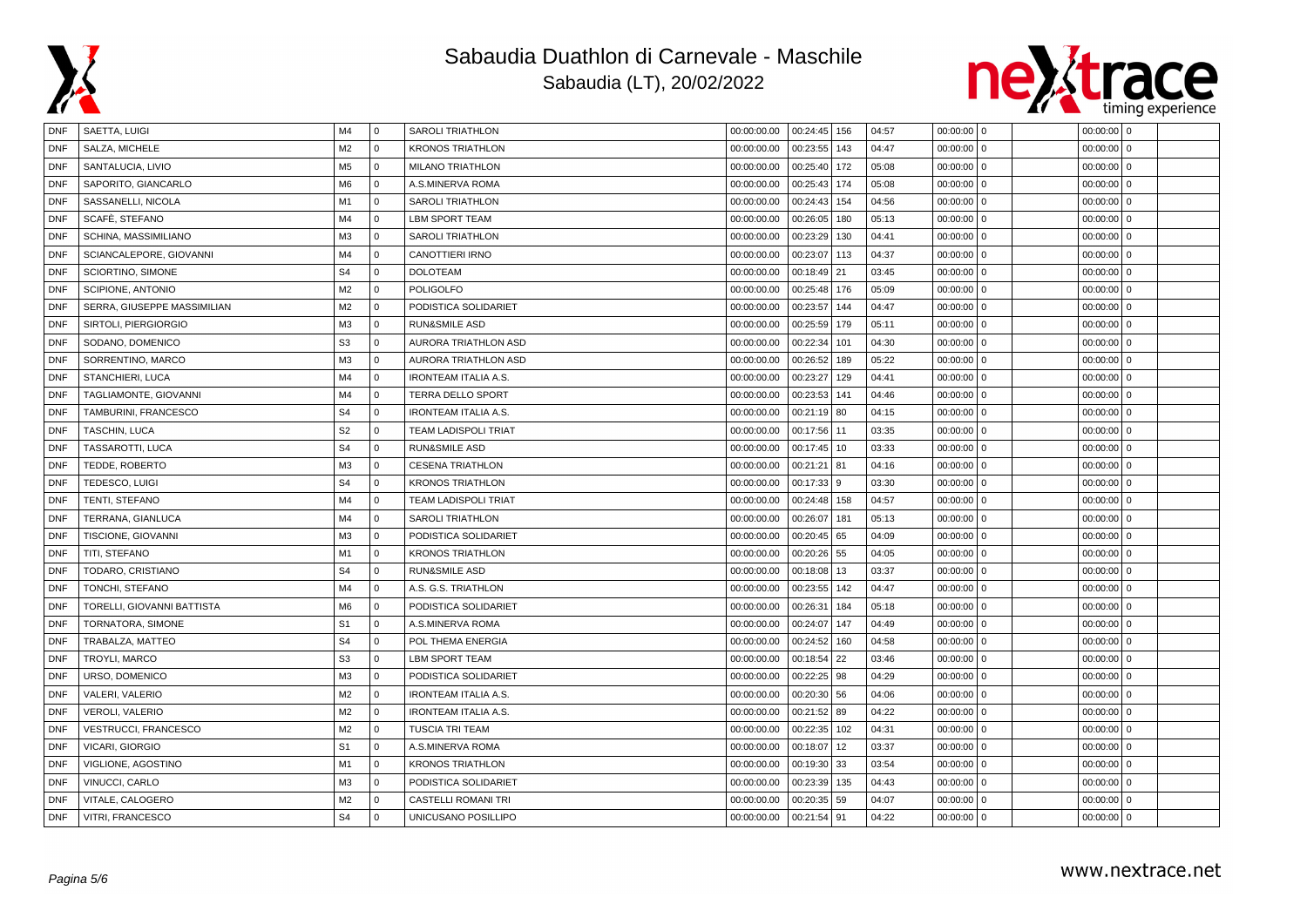# Sabaudia Duathlon di Carnevale - Maschile

Sabaudia (LT), 20/02/2022

| | | | | | | | | | | | | | | |
|---|---|---|---|---|---|---|---|---|---|---|---|---|---|---|
| DNF | SAETTA, LUIGI | M4 | 0 | SAROLI TRIATHLON | 00:00:00.00 | 00:24:45 | 156 | 04:57 | 00:00:00 | 0 | | 00:00:00 | 0 | |
| DNF | SALZA, MICHELE | M2 | 0 | KRONOS TRIATHLON | 00:00:00.00 | 00:23:55 | 143 | 04:47 | 00:00:00 | 0 | | 00:00:00 | 0 | |
| DNF | SANTALUCIA, LIVIO | M5 | 0 | MILANO TRIATHLON | 00:00:00.00 | 00:25:40 | 172 | 05:08 | 00:00:00 | 0 | | 00:00:00 | 0 | |
| DNF | SAPORITO, GIANCARLO | M6 | 0 | A.S.MINERVA ROMA | 00:00:00.00 | 00:25:43 | 174 | 05:08 | 00:00:00 | 0 | | 00:00:00 | 0 | |
| DNF | SASSANELLI, NICOLA | M1 | 0 | SAROLI TRIATHLON | 00:00:00.00 | 00:24:43 | 154 | 04:56 | 00:00:00 | 0 | | 00:00:00 | 0 | |
| DNF | SCAFÈ, STEFANO | M4 | 0 | LBM SPORT TEAM | 00:00:00.00 | 00:26:05 | 180 | 05:13 | 00:00:00 | 0 | | 00:00:00 | 0 | |
| DNF | SCHINA, MASSIMILIANO | M3 | 0 | SAROLI TRIATHLON | 00:00:00.00 | 00:23:29 | 130 | 04:41 | 00:00:00 | 0 | | 00:00:00 | 0 | |
| DNF | SCIANCALEPORE, GIOVANNI | M4 | 0 | CANOTTIERI IRNO | 00:00:00.00 | 00:23:07 | 113 | 04:37 | 00:00:00 | 0 | | 00:00:00 | 0 | |
| DNF | SCIORTINO, SIMONE | S4 | 0 | DOLOTEAM | 00:00:00.00 | 00:18:49 | 21 | 03:45 | 00:00:00 | 0 | | 00:00:00 | 0 | |
| DNF | SCIPIONE, ANTONIO | M2 | 0 | POLIGOLFO | 00:00:00.00 | 00:25:48 | 176 | 05:09 | 00:00:00 | 0 | | 00:00:00 | 0 | |
| DNF | SERRA, GIUSEPPE MASSIMILIAN | M2 | 0 | PODISTICA SOLIDARIET | 00:00:00.00 | 00:23:57 | 144 | 04:47 | 00:00:00 | 0 | | 00:00:00 | 0 | |
| DNF | SIRTOLI, PIERGIORGIO | M3 | 0 | RUN&SMILE ASD | 00:00:00.00 | 00:25:59 | 179 | 05:11 | 00:00:00 | 0 | | 00:00:00 | 0 | |
| DNF | SODANO, DOMENICO | S3 | 0 | AURORA TRIATHLON ASD | 00:00:00.00 | 00:22:34 | 101 | 04:30 | 00:00:00 | 0 | | 00:00:00 | 0 | |
| DNF | SORRENTINO, MARCO | M3 | 0 | AURORA TRIATHLON ASD | 00:00:00.00 | 00:26:52 | 189 | 05:22 | 00:00:00 | 0 | | 00:00:00 | 0 | |
| DNF | STANCHIERI, LUCA | M4 | 0 | IRONTEAM ITALIA A.S. | 00:00:00.00 | 00:23:27 | 129 | 04:41 | 00:00:00 | 0 | | 00:00:00 | 0 | |
| DNF | TAGLIAMONTE, GIOVANNI | M4 | 0 | TERRA DELLO SPORT | 00:00:00.00 | 00:23:53 | 141 | 04:46 | 00:00:00 | 0 | | 00:00:00 | 0 | |
| DNF | TAMBURINI, FRANCESCO | S4 | 0 | IRONTEAM ITALIA A.S. | 00:00:00.00 | 00:21:19 | 80 | 04:15 | 00:00:00 | 0 | | 00:00:00 | 0 | |
| DNF | TASCHIN, LUCA | S2 | 0 | TEAM LADISPOLI TRIAT | 00:00:00.00 | 00:17:56 | 11 | 03:35 | 00:00:00 | 0 | | 00:00:00 | 0 | |
| DNF | TASSAROTTI, LUCA | S4 | 0 | RUN&SMILE ASD | 00:00:00.00 | 00:17:45 | 10 | 03:33 | 00:00:00 | 0 | | 00:00:00 | 0 | |
| DNF | TEDDE, ROBERTO | M3 | 0 | CESENA TRIATHLON | 00:00:00.00 | 00:21:21 | 81 | 04:16 | 00:00:00 | 0 | | 00:00:00 | 0 | |
| DNF | TEDESCO, LUIGI | S4 | 0 | KRONOS TRIATHLON | 00:00:00.00 | 00:17:33 | 9 | 03:30 | 00:00:00 | 0 | | 00:00:00 | 0 | |
| DNF | TENTI, STEFANO | M4 | 0 | TEAM LADISPOLI TRIAT | 00:00:00.00 | 00:24:48 | 158 | 04:57 | 00:00:00 | 0 | | 00:00:00 | 0 | |
| DNF | TERRANA, GIANLUCA | M4 | 0 | SAROLI TRIATHLON | 00:00:00.00 | 00:26:07 | 181 | 05:13 | 00:00:00 | 0 | | 00:00:00 | 0 | |
| DNF | TISCIONE, GIOVANNI | M3 | 0 | PODISTICA SOLIDARIET | 00:00:00.00 | 00:20:45 | 65 | 04:09 | 00:00:00 | 0 | | 00:00:00 | 0 | |
| DNF | TITI, STEFANO | M1 | 0 | KRONOS TRIATHLON | 00:00:00.00 | 00:20:26 | 55 | 04:05 | 00:00:00 | 0 | | 00:00:00 | 0 | |
| DNF | TODARO, CRISTIANO | S4 | 0 | RUN&SMILE ASD | 00:00:00.00 | 00:18:08 | 13 | 03:37 | 00:00:00 | 0 | | 00:00:00 | 0 | |
| DNF | TONCHI, STEFANO | M4 | 0 | A.S. G.S. TRIATHLON | 00:00:00.00 | 00:23:55 | 142 | 04:47 | 00:00:00 | 0 | | 00:00:00 | 0 | |
| DNF | TORELLI, GIOVANNI BATTISTA | M6 | 0 | PODISTICA SOLIDARIET | 00:00:00.00 | 00:26:31 | 184 | 05:18 | 00:00:00 | 0 | | 00:00:00 | 0 | |
| DNF | TORNATORA, SIMONE | S1 | 0 | A.S.MINERVA ROMA | 00:00:00.00 | 00:24:07 | 147 | 04:49 | 00:00:00 | 0 | | 00:00:00 | 0 | |
| DNF | TRABALZA, MATTEO | S4 | 0 | POL THEMA ENERGIA | 00:00:00.00 | 00:24:52 | 160 | 04:58 | 00:00:00 | 0 | | 00:00:00 | 0 | |
| DNF | TROYLI, MARCO | S3 | 0 | LBM SPORT TEAM | 00:00:00.00 | 00:18:54 | 22 | 03:46 | 00:00:00 | 0 | | 00:00:00 | 0 | |
| DNF | URSO, DOMENICO | M3 | 0 | PODISTICA SOLIDARIET | 00:00:00.00 | 00:22:25 | 98 | 04:29 | 00:00:00 | 0 | | 00:00:00 | 0 | |
| DNF | VALERI, VALERIO | M2 | 0 | IRONTEAM ITALIA A.S. | 00:00:00.00 | 00:20:30 | 56 | 04:06 | 00:00:00 | 0 | | 00:00:00 | 0 | |
| DNF | VEROLI, VALERIO | M2 | 0 | IRONTEAM ITALIA A.S. | 00:00:00.00 | 00:21:52 | 89 | 04:22 | 00:00:00 | 0 | | 00:00:00 | 0 | |
| DNF | VESTRUCCI, FRANCESCO | M2 | 0 | TUSCIA TRI TEAM | 00:00:00.00 | 00:22:35 | 102 | 04:31 | 00:00:00 | 0 | | 00:00:00 | 0 | |
| DNF | VICARI, GIORGIO | S1 | 0 | A.S.MINERVA ROMA | 00:00:00.00 | 00:18:07 | 12 | 03:37 | 00:00:00 | 0 | | 00:00:00 | 0 | |
| DNF | VIGLIONE, AGOSTINO | M1 | 0 | KRONOS TRIATHLON | 00:00:00.00 | 00:19:30 | 33 | 03:54 | 00:00:00 | 0 | | 00:00:00 | 0 | |
| DNF | VINUCCI, CARLO | M3 | 0 | PODISTICA SOLIDARIET | 00:00:00.00 | 00:23:39 | 135 | 04:43 | 00:00:00 | 0 | | 00:00:00 | 0 | |
| DNF | VITALE, CALOGERO | M2 | 0 | CASTELLI ROMANI TRI | 00:00:00.00 | 00:20:35 | 59 | 04:07 | 00:00:00 | 0 | | 00:00:00 | 0 | |
| DNF | VITRI, FRANCESCO | S4 | 0 | UNICUSANO POSILLIPO | 00:00:00.00 | 00:21:54 | 91 | 04:22 | 00:00:00 | 0 | | 00:00:00 | 0 | |

www.nextrace.net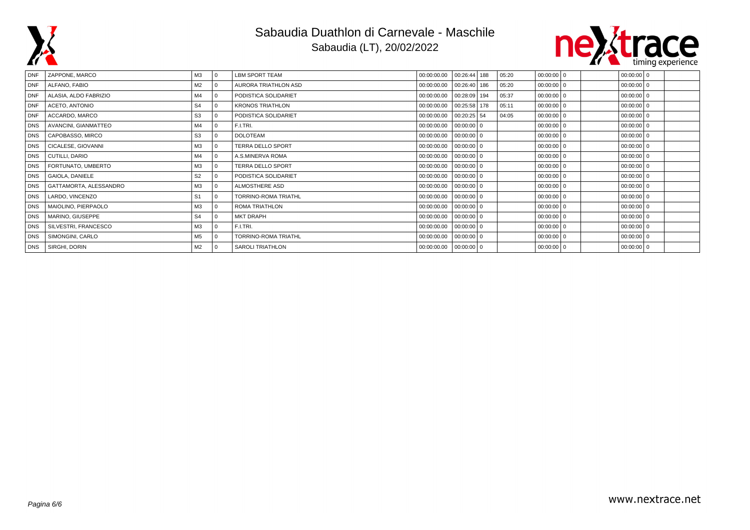# Sabaudia Duathlon di Carnevale - Maschile

Sabaudia (LT), 20/02/2022

| | | | | | | | | | | | | | |
|---|---|---|---|---|---|---|---|---|---|---|---|---|---|
| DNF | ZAPPONE, MARCO | M3 | 0 | LBM SPORT TEAM | 00:00:00.00 | 00:26:44 | 188 | 05:20 | 00:00:00 | 0 | | 00:00:00 | 0 |
| DNF | ALFANO, FABIO | M2 | 0 | AURORA TRIATHLON ASD | 00:00:00.00 | 00:26:40 | 186 | 05:20 | 00:00:00 | 0 | | 00:00:00 | 0 |
| DNF | ALASIA, ALDO FABRIZIO | M4 | 0 | PODISTICA SOLIDARIET | 00:00:00.00 | 00:28:09 | 194 | 05:37 | 00:00:00 | 0 | | 00:00:00 | 0 |
| DNF | ACETO, ANTONIO | S4 | 0 | KRONOS TRIATHLON | 00:00:00.00 | 00:25:58 | 178 | 05:11 | 00:00:00 | 0 | | 00:00:00 | 0 |
| DNF | ACCARDO, MARCO | S3 | 0 | PODISTICA SOLIDARIET | 00:00:00.00 | 00:20:25 | 54 | 04:05 | 00:00:00 | 0 | | 00:00:00 | 0 |
| DNS | AVANCINI, GIANMATTEO | M4 | 0 | F.I.TRI. | 00:00:00.00 | 00:00:00 | 0 | | 00:00:00 | 0 | | 00:00:00 | 0 |
| DNS | CAPOBASSO, MIRCO | S3 | 0 | DOLOTEAM | 00:00:00.00 | 00:00:00 | 0 | | 00:00:00 | 0 | | 00:00:00 | 0 |
| DNS | CICALESE, GIOVANNI | M3 | 0 | TERRA DELLO SPORT | 00:00:00.00 | 00:00:00 | 0 | | 00:00:00 | 0 | | 00:00:00 | 0 |
| DNS | CUTILLI, DARIO | M4 | 0 | A.S.MINERVA ROMA | 00:00:00.00 | 00:00:00 | 0 | | 00:00:00 | 0 | | 00:00:00 | 0 |
| DNS | FORTUNATO, UMBERTO | M3 | 0 | TERRA DELLO SPORT | 00:00:00.00 | 00:00:00 | 0 | | 00:00:00 | 0 | | 00:00:00 | 0 |
| DNS | GAIOLA, DANIELE | S2 | 0 | PODISTICA SOLIDARIET | 00:00:00.00 | 00:00:00 | 0 | | 00:00:00 | 0 | | 00:00:00 | 0 |
| DNS | GATTAMORTA, ALESSANDRO | M3 | 0 | ALMOSTHERE ASD | 00:00:00.00 | 00:00:00 | 0 | | 00:00:00 | 0 | | 00:00:00 | 0 |
| DNS | LARDO, VINCENZO | S1 | 0 | TORRINO-ROMA TRIATHL | 00:00:00.00 | 00:00:00 | 0 | | 00:00:00 | 0 | | 00:00:00 | 0 |
| DNS | MAIOLINO, PIERPAOLO | M3 | 0 | ROMA TRIATHLON | 00:00:00.00 | 00:00:00 | 0 | | 00:00:00 | 0 | | 00:00:00 | 0 |
| DNS | MARINO, GIUSEPPE | S4 | 0 | MKT DRAPH | 00:00:00.00 | 00:00:00 | 0 | | 00:00:00 | 0 | | 00:00:00 | 0 |
| DNS | SILVESTRI, FRANCESCO | M3 | 0 | F.I.TRI. | 00:00:00.00 | 00:00:00 | 0 | | 00:00:00 | 0 | | 00:00:00 | 0 |
| DNS | SIMONGINI, CARLO | M5 | 0 | TORRINO-ROMA TRIATHL | 00:00:00.00 | 00:00:00 | 0 | | 00:00:00 | 0 | | 00:00:00 | 0 |
| DNS | SIRGHI, DORIN | M2 | 0 | SAROLI TRIATHLON | 00:00:00.00 | 00:00:00 | 0 | | 00:00:00 | 0 | | 00:00:00 | 0 |